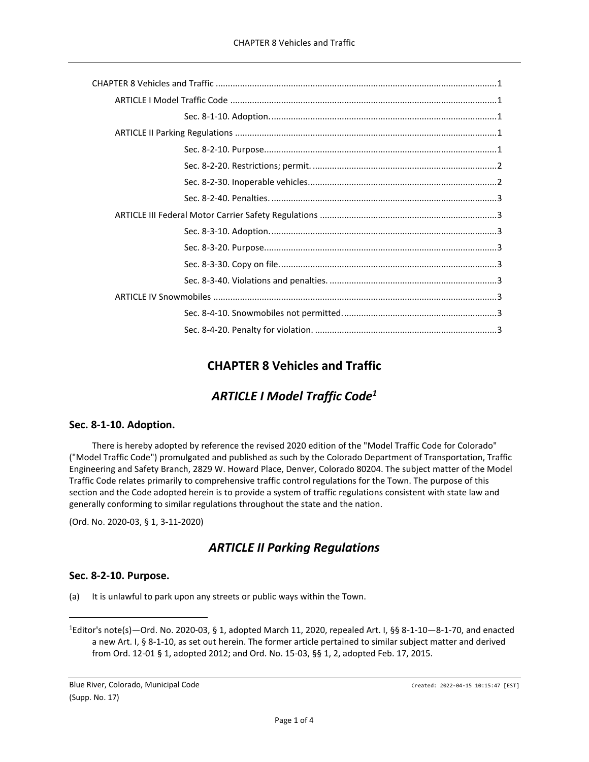CHAPTER 8 Vehicles and Traffic ........................................................................................................................1

ARTICLE I Model Traffic Code ........................................................................................................1

Sec. 8-1-10. Adoption. ...........................................................................................1

ARTICLE II Parking Regulations ......................................................................................................1

Sec. 8-2-10. Purpose..............................................................................................1

Sec. 8-2-20. Restrictions; permit. ..........................................................................2

Sec. 8-2-30. Inoperable vehicles. ...........................................................................2

Sec. 8-2-40. Penalties. ...........................................................................................3

ARTICLE III Federal Motor Carrier Safety Regulations ........................................................................3

Sec. 8-3-10. Adoption. ...........................................................................................3

Sec. 8-3-20. Purpose..............................................................................................3

Sec. 8-3-30. Copy on file. .......................................................................................3

Sec. 8-3-40. Violations and penalties. ....................................................................3

ARTICLE IV Snowmobiles .................................................................................................................3

Sec. 8-4-10. Snowmobiles not permitted. ..............................................................3

Sec. 8-4-20. Penalty for violation. ..........................................................................3

# CHAPTER 8 Vehicles and Traffic

## *ARTICLE I Model Traffic Code*[1]

### Sec. 8-1-10. Adoption.

There is hereby adopted by reference the revised 2020 edition of the "Model Traffic Code for Colorado" ("Model Traffic Code") promulgated and published as such by the Colorado Department of Transportation, Traffic Engineering and Safety Branch, 2829 W. Howard Place, Denver, Colorado 80204. The subject matter of the Model Traffic Code relates primarily to comprehensive traffic control regulations for the Town. The purpose of this section and the Code adopted herein is to provide a system of traffic regulations consistent with state law and generally conforming to similar regulations throughout the state and the nation.

(Ord. No. 2020-03, § 1, 3-11-2020)

## *ARTICLE II Parking Regulations*

### Sec. 8-2-10. Purpose.

(a) It is unlawful to park upon any streets or public ways within the Town.

---

[1]Editor's note(s)—Ord. No. 2020-03, § 1, adopted March 11, 2020, repealed Art. I, §§ 8-1-10—8-1-70, and enacted a new Art. I, § 8-1-10, as set out herein. The former article pertained to similar subject matter and derived from Ord. 12-01 § 1, adopted 2012; and Ord. No. 15-03, §§ 1, 2, adopted Feb. 17, 2015.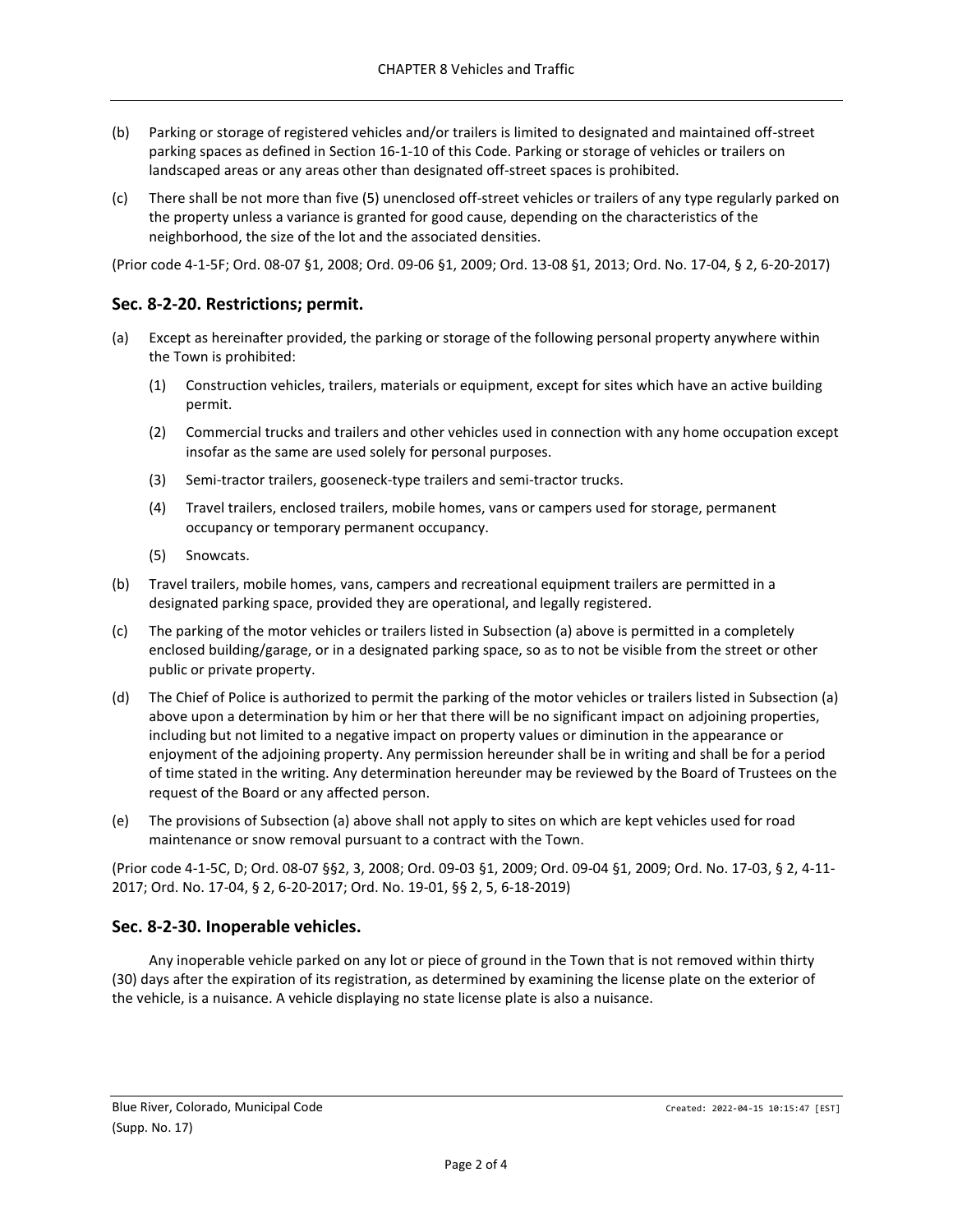(b) Parking or storage of registered vehicles and/or trailers is limited to designated and maintained off-street parking spaces as defined in Section 16-1-10 of this Code. Parking or storage of vehicles or trailers on landscaped areas or any areas other than designated off-street spaces is prohibited.

(c) There shall be not more than five (5) unenclosed off-street vehicles or trailers of any type regularly parked on the property unless a variance is granted for good cause, depending on the characteristics of the neighborhood, the size of the lot and the associated densities.

(Prior code 4-1-5F; Ord. 08-07 §1, 2008; Ord. 09-06 §1, 2009; Ord. 13-08 §1, 2013; Ord. No. 17-04, § 2, 6-20-2017)

## Sec. 8-2-20. Restrictions; permit.

(a) Except as hereinafter provided, the parking or storage of the following personal property anywhere within the Town is prohibited:

   (1) Construction vehicles, trailers, materials or equipment, except for sites which have an active building permit.

   (2) Commercial trucks and trailers and other vehicles used in connection with any home occupation except insofar as the same are used solely for personal purposes.

   (3) Semi-tractor trailers, gooseneck-type trailers and semi-tractor trucks.

   (4) Travel trailers, enclosed trailers, mobile homes, vans or campers used for storage, permanent occupancy or temporary permanent occupancy.

   (5) Snowcats.

(b) Travel trailers, mobile homes, vans, campers and recreational equipment trailers are permitted in a designated parking space, provided they are operational, and legally registered.

(c) The parking of the motor vehicles or trailers listed in Subsection (a) above is permitted in a completely enclosed building/garage, or in a designated parking space, so as to not be visible from the street or other public or private property.

(d) The Chief of Police is authorized to permit the parking of the motor vehicles or trailers listed in Subsection (a) above upon a determination by him or her that there will be no significant impact on adjoining properties, including but not limited to a negative impact on property values or diminution in the appearance or enjoyment of the adjoining property. Any permission hereunder shall be in writing and shall be for a period of time stated in the writing. Any determination hereunder may be reviewed by the Board of Trustees on the request of the Board or any affected person.

(e) The provisions of Subsection (a) above shall not apply to sites on which are kept vehicles used for road maintenance or snow removal pursuant to a contract with the Town.

(Prior code 4-1-5C, D; Ord. 08-07 §§2, 3, 2008; Ord. 09-03 §1, 2009; Ord. 09-04 §1, 2009; Ord. No. 17-03, § 2, 4-11-2017; Ord. No. 17-04, § 2, 6-20-2017; Ord. No. 19-01, §§ 2, 5, 6-18-2019)

## Sec. 8-2-30. Inoperable vehicles.

Any inoperable vehicle parked on any lot or piece of ground in the Town that is not removed within thirty (30) days after the expiration of its registration, as determined by examining the license plate on the exterior of the vehicle, is a nuisance. A vehicle displaying no state license plate is also a nuisance.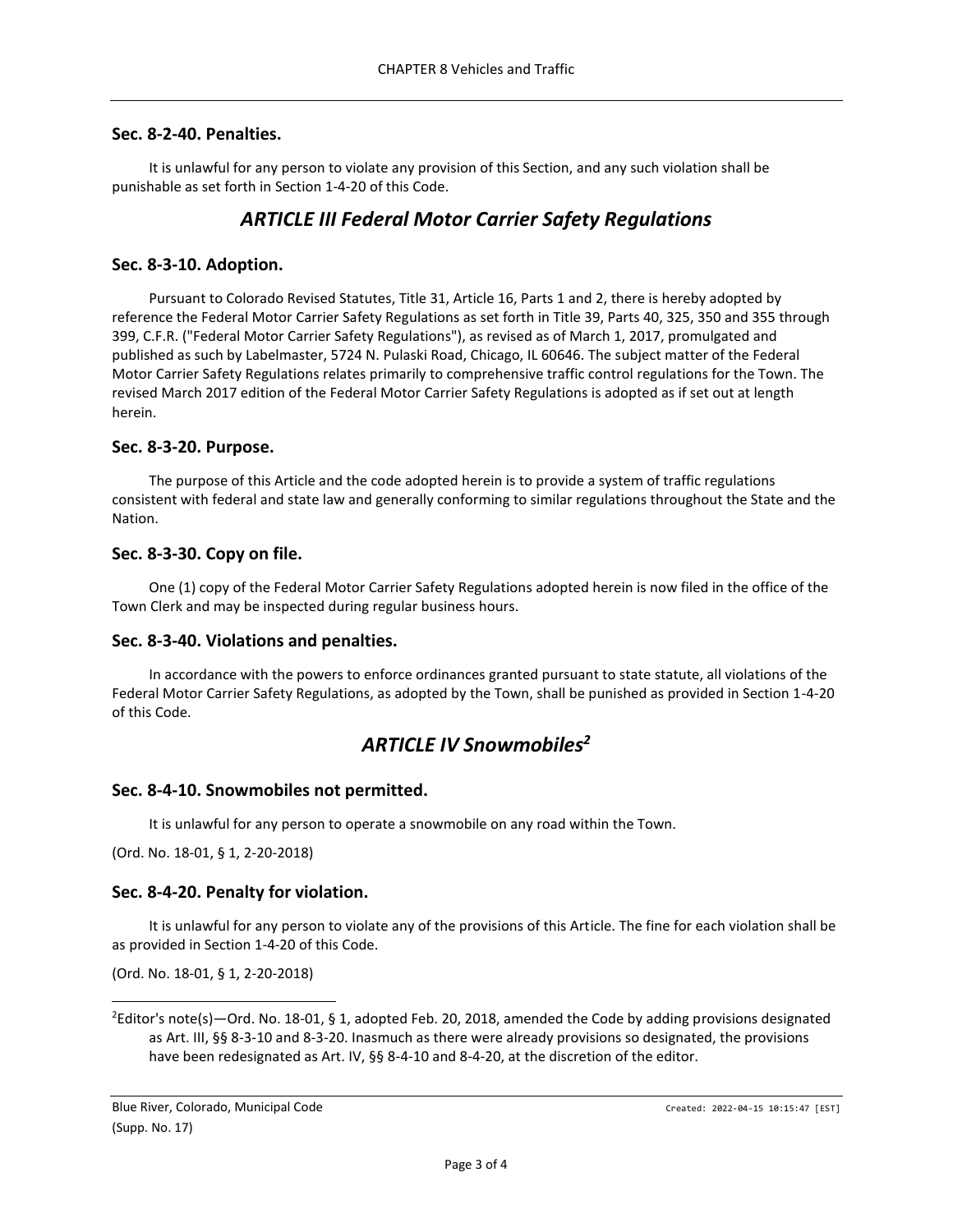### Sec. 8-2-40. Penalties.

It is unlawful for any person to violate any provision of this Section, and any such violation shall be punishable as set forth in Section 1-4-20 of this Code.

## *ARTICLE III Federal Motor Carrier Safety Regulations*

### Sec. 8-3-10. Adoption.

Pursuant to Colorado Revised Statutes, Title 31, Article 16, Parts 1 and 2, there is hereby adopted by reference the Federal Motor Carrier Safety Regulations as set forth in Title 39, Parts 40, 325, 350 and 355 through 399, C.F.R. ("Federal Motor Carrier Safety Regulations"), as revised as of March 1, 2017, promulgated and published as such by Labelmaster, 5724 N. Pulaski Road, Chicago, IL 60646. The subject matter of the Federal Motor Carrier Safety Regulations relates primarily to comprehensive traffic control regulations for the Town. The revised March 2017 edition of the Federal Motor Carrier Safety Regulations is adopted as if set out at length herein.

### Sec. 8-3-20. Purpose.

The purpose of this Article and the code adopted herein is to provide a system of traffic regulations consistent with federal and state law and generally conforming to similar regulations throughout the State and the Nation.

### Sec. 8-3-30. Copy on file.

One (1) copy of the Federal Motor Carrier Safety Regulations adopted herein is now filed in the office of the Town Clerk and may be inspected during regular business hours.

### Sec. 8-3-40. Violations and penalties.

In accordance with the powers to enforce ordinances granted pursuant to state statute, all violations of the Federal Motor Carrier Safety Regulations, as adopted by the Town, shall be punished as provided in Section 1-4-20 of this Code.

## *ARTICLE IV Snowmobiles*[2]

### Sec. 8-4-10. Snowmobiles not permitted.

It is unlawful for any person to operate a snowmobile on any road within the Town.

(Ord. No. 18-01, § 1, 2-20-2018)

### Sec. 8-4-20. Penalty for violation.

It is unlawful for any person to violate any of the provisions of this Article. The fine for each violation shall be as provided in Section 1-4-20 of this Code.

(Ord. No. 18-01, § 1, 2-20-2018)

---

[2]Editor's note(s)—Ord. No. 18-01, § 1, adopted Feb. 20, 2018, amended the Code by adding provisions designated as Art. III, §§ 8-3-10 and 8-3-20. Inasmuch as there were already provisions so designated, the provisions have been redesignated as Art. IV, §§ 8-4-10 and 8-4-20, at the discretion of the editor.